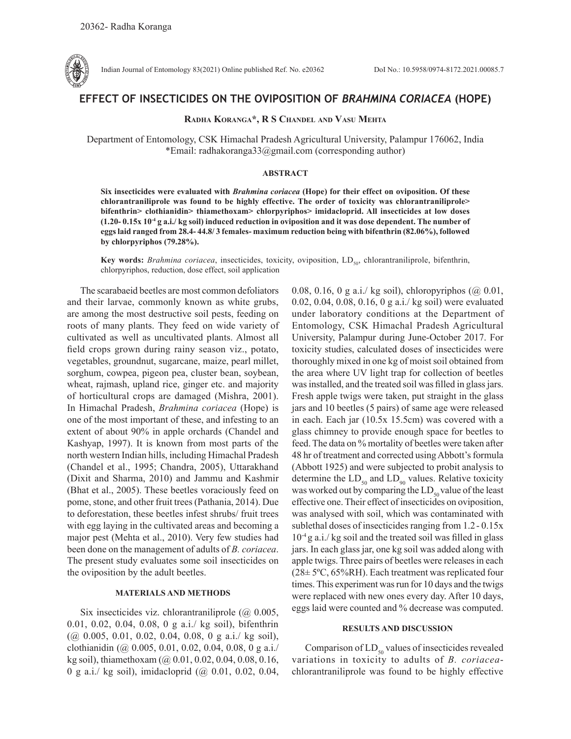# EFFECT OF INSECTICIDES ON THE OVIPOSITION OF *BRAHMINA CORIACEA* (HOPE)

**Radha Koranga*, R S Chandel and Vasu Mehta**

Department of Entomology, CSK Himachal Pradesh Agricultural University, Palampur 176062, India
*Email: radhakoranga33@gmail.com (corresponding author)

## ABSTRACT

**Six insecticides were evaluated with *Brahmina coriacea* (Hope) for their effect on oviposition. Of these chlorantraniliprole was found to be highly effective. The order of toxicity was chlorantraniliprole> bifenthrin> clothianidin> thiamethoxam> chlorpyriphos> imidacloprid. All insecticides at low doses (1.20- 0.15x $10^{-4}$ g a.i./ kg soil) induced reduction in oviposition and it was dose dependent. The number of eggs laid ranged from 28.4- 44.8/ 3 females- maximum reduction being with bifenthrin (82.06%), followed by chlorpyriphos (79.28%).**

**Key words:** *Brahmina coriacea*, insecticides, toxicity, oviposition, $LD_{50}$, chlorantraniliprole, bifenthrin, chlorpyriphos, reduction, dose effect, soil application

The scarabaeid beetles are most common defoliators and their larvae, commonly known as white grubs, are among the most destructive soil pests, feeding on roots of many plants. They feed on wide variety of cultivated as well as uncultivated plants. Almost all field crops grown during rainy season viz., potato, vegetables, groundnut, sugarcane, maize, pearl millet, sorghum, cowpea, pigeon pea, cluster bean, soybean, wheat, rajmash, upland rice, ginger etc. and majority of horticultural crops are damaged (Mishra, 2001). In Himachal Pradesh, *Brahmina coriacea* (Hope) is one of the most important of these, and infesting to an extent of about 90% in apple orchards (Chandel and Kashyap, 1997). It is known from most parts of the north western Indian hills, including Himachal Pradesh (Chandel et al., 1995; Chandra, 2005), Uttarakhand (Dixit and Sharma, 2010) and Jammu and Kashmir (Bhat et al., 2005). These beetles voraciously feed on pome, stone, and other fruit trees (Pathania, 2014). Due to deforestation, these beetles infest shrubs/ fruit trees with egg laying in the cultivated areas and becoming a major pest (Mehta et al., 2010). Very few studies had been done on the management of adults of *B. coriacea*. The present study evaluates some soil insecticides on the oviposition by the adult beetles.

## MATERIALS AND METHODS

Six insecticides viz. chlorantraniliprole (@ 0.005, 0.01, 0.02, 0.04, 0.08, 0 g a.i./ kg soil), bifenthrin (@ 0.005, 0.01, 0.02, 0.04, 0.08, 0 g a.i./ kg soil), clothianidin (@ 0.005, 0.01, 0.02, 0.04, 0.08, 0 g a.i./ kg soil), thiamethoxam (@ 0.01, 0.02, 0.04, 0.08, 0.16, 0 g a.i./ kg soil), imidacloprid (@ 0.01, 0.02, 0.04, 0.08, 0.16, 0 g a.i./ kg soil), chloropyriphos (@ 0.01, 0.02, 0.04, 0.08, 0.16, 0 g a.i./ kg soil) were evaluated under laboratory conditions at the Department of Entomology, CSK Himachal Pradesh Agricultural University, Palampur during June-October 2017. For toxicity studies, calculated doses of insecticides were thoroughly mixed in one kg of moist soil obtained from the area where UV light trap for collection of beetles was installed, and the treated soil was filled in glass jars. Fresh apple twigs were taken, put straight in the glass jars and 10 beetles (5 pairs) of same age were released in each. Each jar (10.5x 15.5cm) was covered with a glass chimney to provide enough space for beetles to feed. The data on % mortality of beetles were taken after 48 hr of treatment and corrected using Abbott's formula (Abbott 1925) and were subjected to probit analysis to determine the $LD_{50}$ and $LD_{90}$ values. Relative toxicity was worked out by comparing the $LD_{50}$ value of the least effective one. Their effect of insecticides on oviposition, was analysed with soil, which was contaminated with sublethal doses of insecticides ranging from 1.2 - 0.15x $10^{-4}$ g a.i./ kg soil and the treated soil was filled in glass jars. In each glass jar, one kg soil was added along with apple twigs. Three pairs of beetles were releases in each (28± 5ºC, 65%RH). Each treatment was replicated four times. This experiment was run for 10 days and the twigs were replaced with new ones every day. After 10 days, eggs laid were counted and % decrease was computed.

## RESULTS AND DISCUSSION

Comparison of $LD_{50}$ values of insecticides revealed variations in toxicity to adults of *B. coriacea*- chlorantraniliprole was found to be highly effective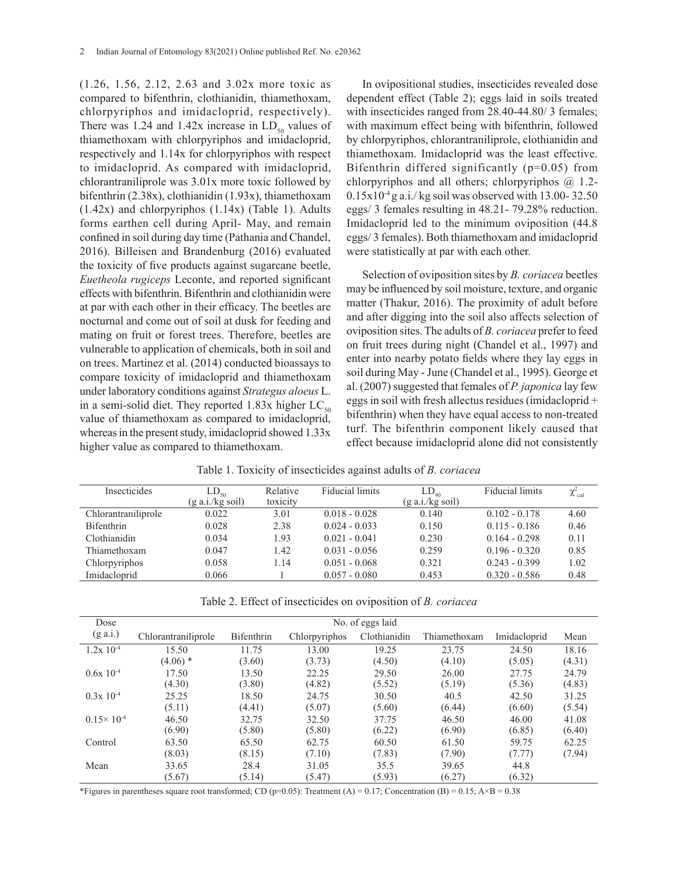(1.26, 1.56, 2.12, 2.63 and 3.02x more toxic as compared to bifenthrin, clothianidin, thiamethoxam, chlorpyriphos and imidacloprid, respectively). There was 1.24 and 1.42x increase in $LD_{50}$ values of thiamethoxam with chlorpyriphos and imidacloprid, respectively and 1.14x for chlorpyriphos with respect to imidacloprid. As compared with imidacloprid, chlorantraniliprole was 3.01x more toxic followed by bifenthrin (2.38x), clothianidin (1.93x), thiamethoxam (1.42x) and chlorpyriphos (1.14x) (Table 1). Adults forms earthen cell during April- May, and remain confined in soil during day time (Pathania and Chandel, 2016). Billeisen and Brandenburg (2016) evaluated the toxicity of five products against sugarcane beetle, *Euetheola rugiceps* Leconte, and reported significant effects with bifenthrin. Bifenthrin and clothianidin were at par with each other in their efficacy. The beetles are nocturnal and come out of soil at dusk for feeding and mating on fruit or forest trees. Therefore, beetles are vulnerable to application of chemicals, both in soil and on trees. Martinez et al. (2014) conducted bioassays to compare toxicity of imidacloprid and thiamethoxam under laboratory conditions against *Strategus aloeus* L. in a semi-solid diet. They reported 1.83x higher $LC_{50}$ value of thiamethoxam as compared to imidacloprid, whereas in the present study, imidacloprid showed 1.33x higher value as compared to thiamethoxam.

In ovipositional studies, insecticides revealed dose dependent effect (Table 2); eggs laid in soils treated with insecticides ranged from 28.40-44.80/ 3 females; with maximum effect being with bifenthrin, followed by chlorpyriphos, chlorantraniliprole, clothianidin and thiamethoxam. Imidacloprid was the least effective. Bifenthrin differed significantly (p=0.05) from chlorpyriphos and all others; chlorpyriphos @ 1.2- $0.15 \times 10^{-4}$ g a.i./ kg soil was observed with 13.00- 32.50 eggs/ 3 females resulting in 48.21- 79.28% reduction. Imidacloprid led to the minimum oviposition (44.8 eggs/ 3 females). Both thiamethoxam and imidacloprid were statistically at par with each other.

Selection of oviposition sites by *B. coriacea* beetles may be influenced by soil moisture, texture, and organic matter (Thakur, 2016). The proximity of adult before and after digging into the soil also affects selection of oviposition sites. The adults of *B. coriacea* prefer to feed on fruit trees during night (Chandel et al., 1997) and enter into nearby potato fields where they lay eggs in soil during May - June (Chandel et al., 1995). George et al. (2007) suggested that females of *P. japonica* lay few eggs in soil with fresh allectus residues (imidacloprid + bifenthrin) when they have equal access to non-treated turf. The bifenthrin component likely caused that effect because imidacloprid alone did not consistently

Table 1. Toxicity of insecticides against adults of *B. coriacea*

| Insecticides | $LD_{50}$ (g a.i./kg soil) | Relative toxicity | Fiducial limits | $LD_{90}$ (g a.i./kg soil) | Fiducial limits | $\chi^2_{cal}$ |
|---|---|---|---|---|---|---|
| Chlorantraniliprole | 0.022 | 3.01 | 0.018 - 0.028 | 0.140 | 0.102 - 0.178 | 4.60 |
| Bifenthrin | 0.028 | 2.38 | 0.024 - 0.033 | 0.150 | 0.115 - 0.186 | 0.46 |
| Clothianidin | 0.034 | 1.93 | 0.021 - 0.041 | 0.230 | 0.164 - 0.298 | 0.11 |
| Thiamethoxam | 0.047 | 1.42 | 0.031 - 0.056 | 0.259 | 0.196 - 0.320 | 0.85 |
| Chlorpyriphos | 0.058 | 1.14 | 0.051 - 0.068 | 0.321 | 0.243 - 0.399 | 1.02 |
| Imidacloprid | 0.066 | 1 | 0.057 - 0.080 | 0.453 | 0.320 - 0.586 | 0.48 |

Table 2. Effect of insecticides on oviposition of *B. coriacea*

| Dose (g a.i.) | No. of eggs laid | | | | | | |
|---|---|---|---|---|---|---|---|
| | Chlorantraniliprole | Bifenthrin | Chlorpyriphos | Clothianidin | Thiamethoxam | Imidacloprid | Mean |
| $1.2 \times 10^{-4}$ | 15.50 (4.06) * | 11.75 (3.60) | 13.00 (3.73) | 19.25 (4.50) | 23.75 (4.10) | 24.50 (5.05) | 18.16 (4.31) |
| $0.6 \times 10^{-4}$ | 17.50 (4.30) | 13.50 (3.80) | 22.25 (4.82) | 29.50 (5.52) | 26.00 (5.19) | 27.75 (5.36) | 24.79 (4.83) |
| $0.3 \times 10^{-4}$ | 25.25 (5.11) | 18.50 (4.41) | 24.75 (5.07) | 30.50 (5.60) | 40.5 (6.44) | 42.50 (6.60) | 31.25 (5.54) |
| $0.15 \times 10^{-4}$ | 46.50 (6.90) | 32.75 (5.80) | 32.50 (5.80) | 37.75 (6.22) | 46.50 (6.90) | 46.00 (6.85) | 41.08 (6.40) |
| Control | 63.50 (8.03) | 65.50 (8.15) | 62.75 (7.10) | 60.50 (7.83) | 61.50 (7.90) | 59.75 (7.77) | 62.25 (7.94) |
| Mean | 33.65 (5.67) | 28.4 (5.14) | 31.05 (5.47) | 35.5 (5.93) | 39.65 (6.27) | 44.8 (6.32) | |

*Figures in parentheses square root transformed; CD (p=0.05): Treatment (A) = 0.17; Concentration (B) = 0.15; A×B = 0.38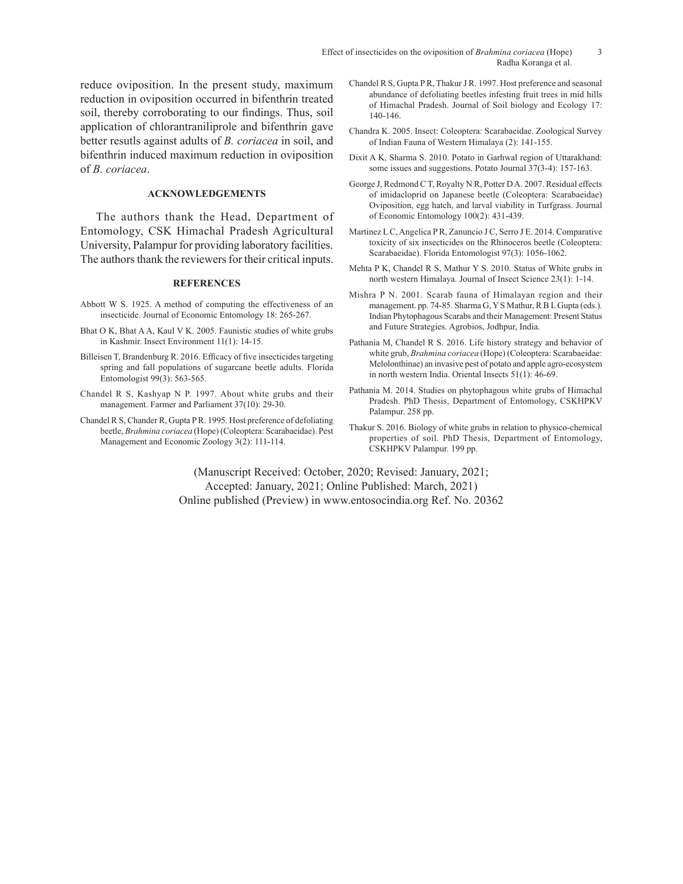reduce oviposition. In the present study, maximum reduction in oviposition occurred in bifenthrin treated soil, thereby corroborating to our findings. Thus, soil application of chlorantraniliprole and bifenthrin gave better resutls against adults of *B. coriacea* in soil, and bifenthrin induced maximum reduction in oviposition of *B. coriacea*.

## ACKNOWLEDGEMENTS

The authors thank the Head, Department of Entomology, CSK Himachal Pradesh Agricultural University, Palampur for providing laboratory facilities. The authors thank the reviewers for their critical inputs.

## REFERENCES

Abbott W S. 1925. A method of computing the effectiveness of an insecticide. Journal of Economic Entomology 18: 265-267.

Bhat O K, Bhat A A, Kaul V K. 2005. Faunistic studies of white grubs in Kashmir. Insect Environment 11(1): 14-15.

Billeisen T, Brandenburg R. 2016. Efficacy of five insecticides targeting spring and fall populations of sugarcane beetle adults. Florida Entomologist 99(3): 563-565.

Chandel R S, Kashyap N P. 1997. About white grubs and their management. Farmer and Parliament 37(10): 29-30.

Chandel R S, Chander R, Gupta P R. 1995. Host preference of defoliating beetle, *Brahmina coriacea* (Hope) (Coleoptera: Scarabaeidae). Pest Management and Economic Zoology 3(2): 111-114.

Chandel R S, Gupta P R, Thakur J R. 1997. Host preference and seasonal abundance of defoliating beetles infesting fruit trees in mid hills of Himachal Pradesh. Journal of Soil biology and Ecology 17: 140-146.

Chandra K. 2005. Insect: Coleoptera: Scarabaeidae. Zoological Survey of Indian Fauna of Western Himalaya (2): 141-155.

Dixit A K, Sharma S. 2010. Potato in Garhwal region of Uttarakhand: some issues and suggestions. Potato Journal 37(3-4): 157-163.

George J, Redmond C T, Royalty N R, Potter D A. 2007. Residual effects of imidacloprid on Japanese beetle (Coleoptera: Scarabaeidae) Oviposition, egg hatch, and larval viability in Turfgrass. Journal of Economic Entomology 100(2): 431-439.

Martinez L C, Angelica P R, Zanuncio J C, Serro J E. 2014. Comparative toxicity of six insecticides on the Rhinoceros beetle (Coleoptera: Scarabaeidae). Florida Entomologist 97(3): 1056-1062.

Mehta P K, Chandel R S, Mathur Y S. 2010. Status of White grubs in north western Himalaya. Journal of Insect Science 23(1): 1-14.

Mishra P N. 2001. Scarab fauna of Himalayan region and their management. pp. 74-85. Sharma G, Y S Mathur, R B L Gupta (eds.). Indian Phytophagous Scarabs and their Management: Present Status and Future Strategies. Agrobios, Jodhpur, India.

Pathania M, Chandel R S. 2016. Life history strategy and behavior of white grub, *Brahmina coriacea* (Hope) (Coleoptera: Scarabaeidae: Melolonthinae) an invasive pest of potato and apple agro-ecosystem in north western India. Oriental Insects 51(1): 46-69.

Pathania M. 2014. Studies on phytophagous white grubs of Himachal Pradesh. PhD Thesis, Department of Entomology, CSKHPKV Palampur. 258 pp.

Thakur S. 2016. Biology of white grubs in relation to physico-chemical properties of soil. PhD Thesis, Department of Entomology, CSKHPKV Palampur. 199 pp.

(Manuscript Received: October, 2020; Revised: January, 2021;
Accepted: January, 2021; Online Published: March, 2021)
Online published (Preview) in www.entosocindia.org Ref. No. 20362